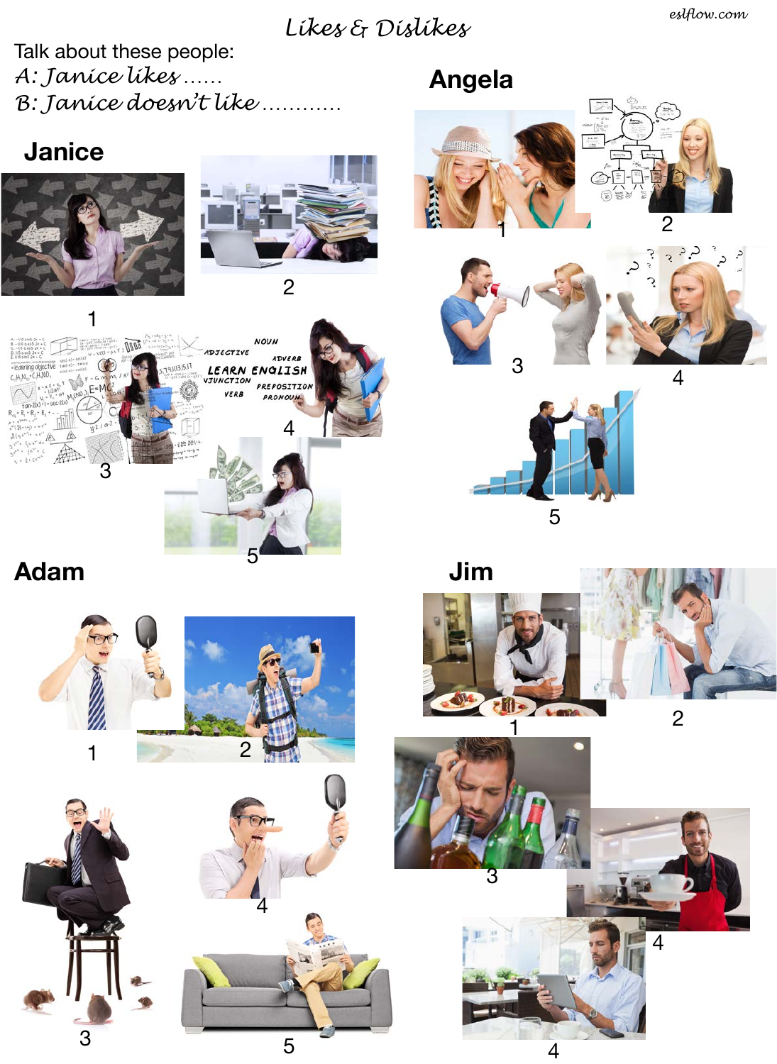# Likes & Dislikes

Talk about these people:

*A: Janice likes ......*

*B: Janice doesn't like ............*

## Janice

1

2

3

4

5

## Angela

1

2

3

4

5

## Adam

1

2

3

4

5

## Jim

1

2

3

4

4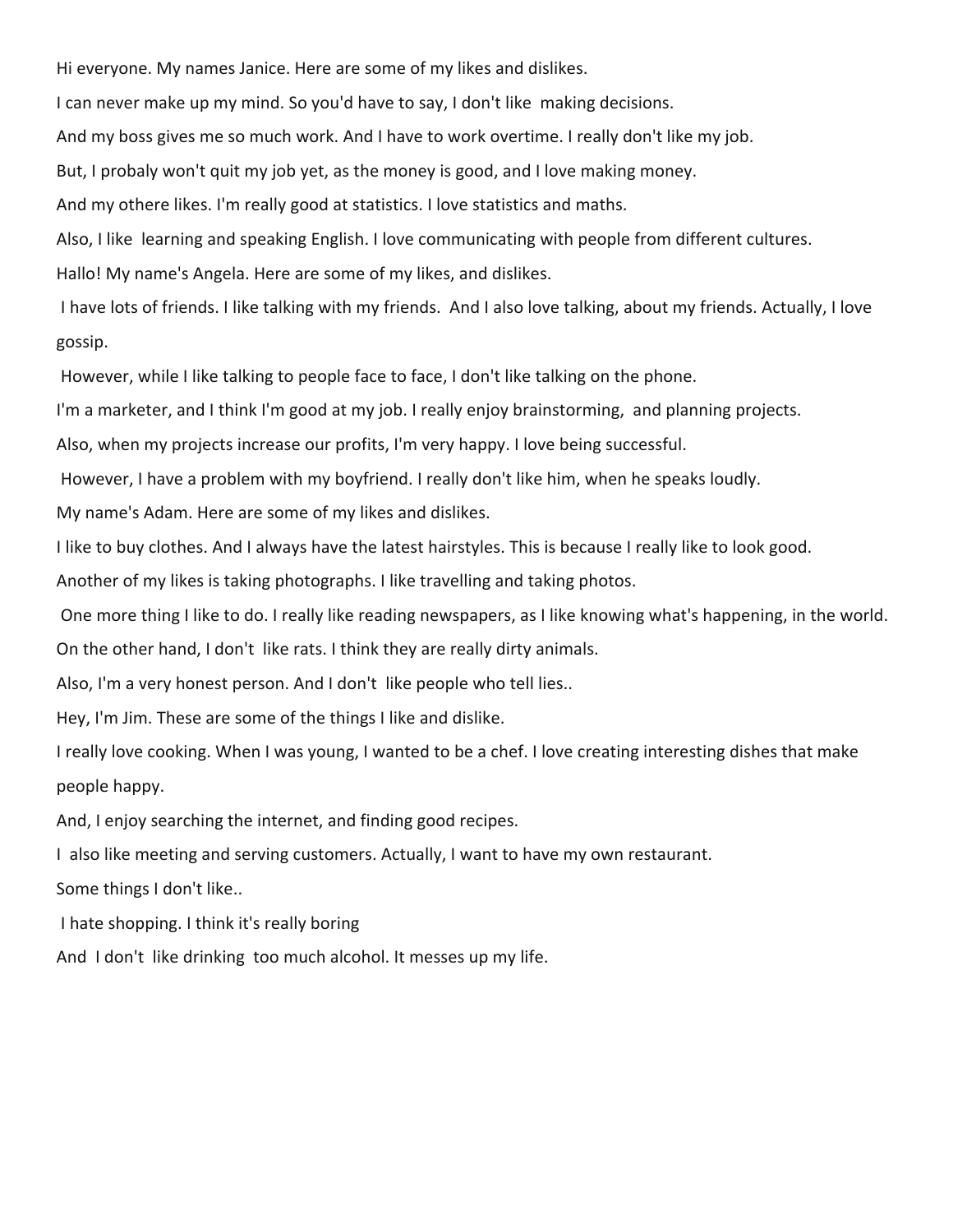Hi everyone. My names Janice. Here are some of my likes and dislikes.

I can never make up my mind. So you'd have to say, I don't like making decisions.

And my boss gives me so much work. And I have to work overtime. I really don't like my job.

But, I probaly won't quit my job yet, as the money is good, and I love making money.

And my othere likes. I'm really good at statistics. I love statistics and maths.

Also, I like learning and speaking English. I love communicating with people from different cultures.

Hallo! My name's Angela. Here are some of my likes, and dislikes.

I have lots of friends. I like talking with my friends. And I also love talking, about my friends. Actually, I love gossip.

However, while I like talking to people face to face, I don't like talking on the phone.

I'm a marketer, and I think I'm good at my job. I really enjoy brainstorming, and planning projects.

Also, when my projects increase our profits, I'm very happy. I love being successful.

However, I have a problem with my boyfriend. I really don't like him, when he speaks loudly.

My name's Adam. Here are some of my likes and dislikes.

I like to buy clothes. And I always have the latest hairstyles. This is because I really like to look good.

Another of my likes is taking photographs. I like travelling and taking photos.

One more thing I like to do. I really like reading newspapers, as I like knowing what's happening, in the world.

On the other hand, I don't like rats. I think they are really dirty animals.

Also, I'm a very honest person. And I don't like people who tell lies..

Hey, I'm Jim. These are some of the things I like and dislike.

I really love cooking. When I was young, I wanted to be a chef. I love creating interesting dishes that make people happy.

And, I enjoy searching the internet, and finding good recipes.

I also like meeting and serving customers. Actually, I want to have my own restaurant.

Some things I don't like..

I hate shopping. I think it's really boring

And I don't like drinking too much alcohol. It messes up my life.